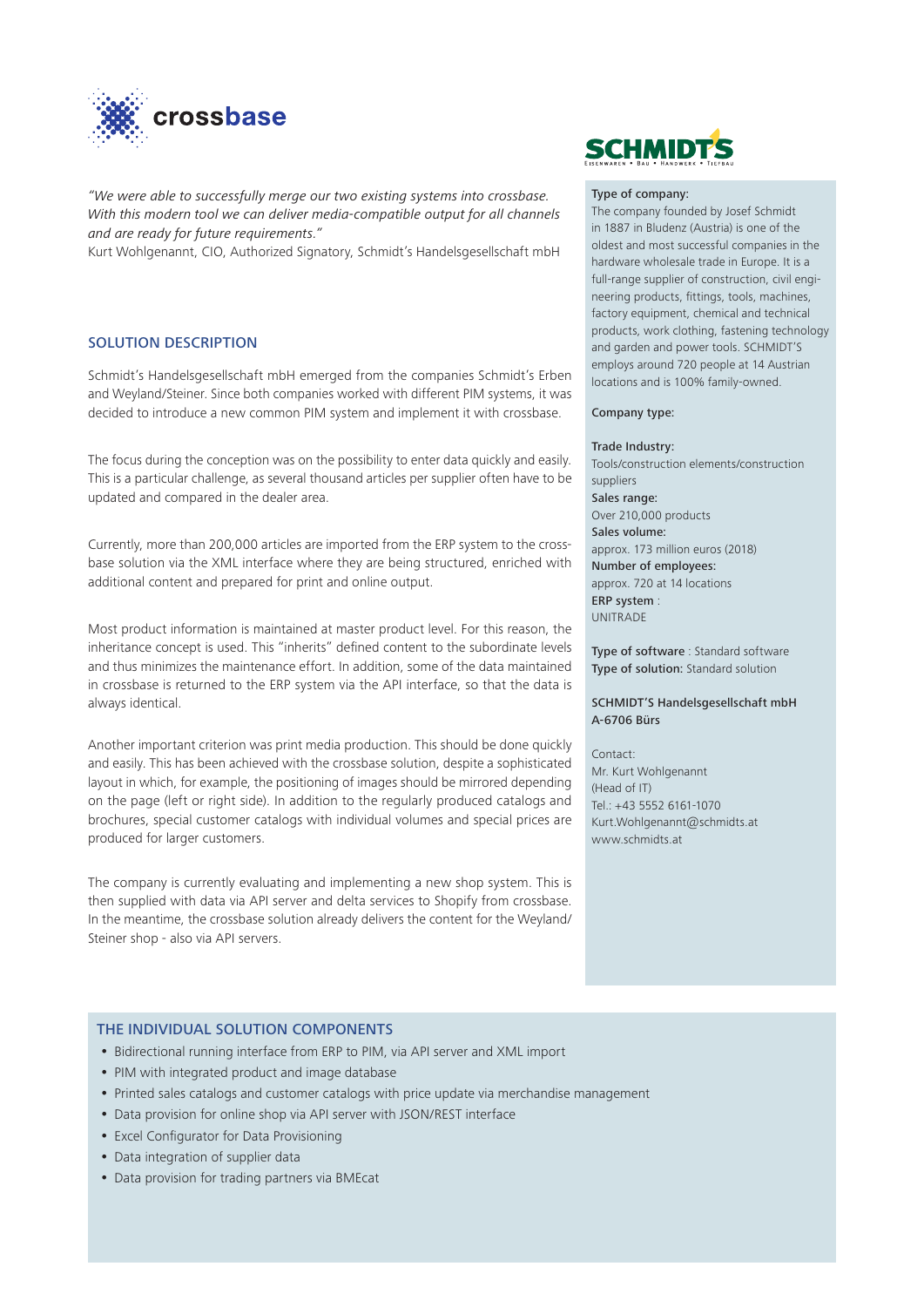crossbase

*"We were able to successfully merge our two existing systems into crossbase. With this modern tool we can deliver media-compatible output for all channels and are ready for future requirements."*
Kurt Wohlgenannt, CIO, Authorized Signatory, Schmidt's Handelsgesellschaft mbH

## SOLUTION DESCRIPTION

Schmidt's Handelsgesellschaft mbH emerged from the companies Schmidt's Erben and Weyland/Steiner. Since both companies worked with different PIM systems, it was decided to introduce a new common PIM system and implement it with crossbase.

The focus during the conception was on the possibility to enter data quickly and easily. This is a particular challenge, as several thousand articles per supplier often have to be updated and compared in the dealer area.

Currently, more than 200,000 articles are imported from the ERP system to the crossbase solution via the XML interface where they are being structured, enriched with additional content and prepared for print and online output.

Most product information is maintained at master product level. For this reason, the inheritance concept is used. This "inherits" defined content to the subordinate levels and thus minimizes the maintenance effort. In addition, some of the data maintained in crossbase is returned to the ERP system via the API interface, so that the data is always identical.

Another important criterion was print media production. This should be done quickly and easily. This has been achieved with the crossbase solution, despite a sophisticated layout in which, for example, the positioning of images should be mirrored depending on the page (left or right side). In addition to the regularly produced catalogs and brochures, special customer catalogs with individual volumes and special prices are produced for larger customers.

The company is currently evaluating and implementing a new shop system. This is then supplied with data via API server and delta services to Shopify from crossbase. In the meantime, the crossbase solution already delivers the content for the Weyland/Steiner shop - also via API servers.

SCHMIDT'S
EISENWAREN • BAU • HANDWERK • TIEFBAU

**Type of company:**
The company founded by Josef Schmidt in 1887 in Bludenz (Austria) is one of the oldest and most successful companies in the hardware wholesale trade in Europe. It is a full-range supplier of construction, civil engineering products, fittings, tools, machines, factory equipment, chemical and technical products, work clothing, fastening technology and garden and power tools. SCHMIDT'S employs around 720 people at 14 Austrian locations and is 100% family-owned.

**Company type:**

**Trade Industry:**
Tools/construction elements/construction suppliers
**Sales range:**
Over 210,000 products
**Sales volume:**
approx. 173 million euros (2018)
**Number of employees:**
approx. 720 at 14 locations
**ERP system** :
UNITRADE

**Type of software** : Standard software
**Type of solution:** Standard solution

**SCHMIDT'S Handelsgesellschaft mbH**
**A-6706 Bürs**

Contact:
Mr. Kurt Wohlgenannt
(Head of IT)
Tel.: +43 5552 6161-1070
Kurt.Wohlgenannt@schmidts.at
www.schmidts.at

## THE INDIVIDUAL SOLUTION COMPONENTS

- Bidirectional running interface from ERP to PIM, via API server and XML import
- PIM with integrated product and image database
- Printed sales catalogs and customer catalogs with price update via merchandise management
- Data provision for online shop via API server with JSON/REST interface
- Excel Configurator for Data Provisioning
- Data integration of supplier data
- Data provision for trading partners via BMEcat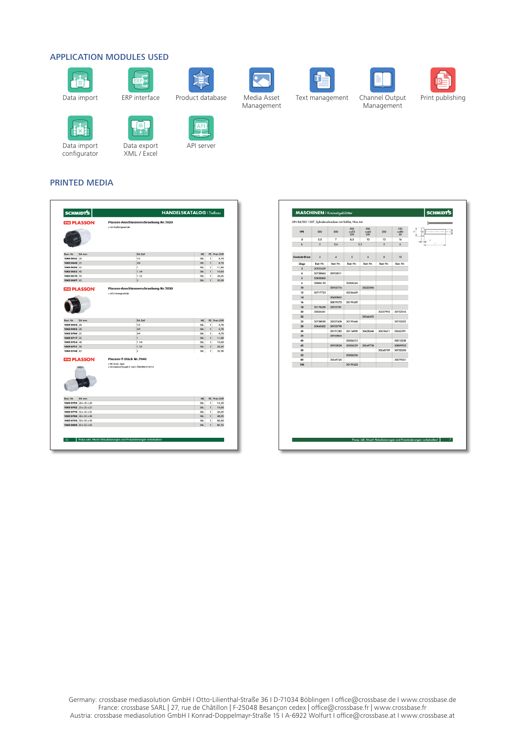## APPLICATION MODULES USED

- Data import
- ERP interface
- Product database
- Media Asset Management
- Text management
- Channel Output Management
- Print publishing
- Data import configurator
- Data export XML / Excel
- API server

## PRINTED MEDIA

Germany: crossbase mediasolution GmbH I Otto-Lilienthal-Straße 36 I D-71034 Böblingen I office@crossbase.de I www.crossbase.de
France: crossbase SARL | 27, rue de Châtillon | F-25048 Besançon cedex | office@crossbase.fr | www.crossbase.fr
Austria: crossbase mediasolution GmbH I Konrad-Doppelmayr-Straße 15 I A-6922 Wolfurt I office@crossbase.at I www.crossbase.at